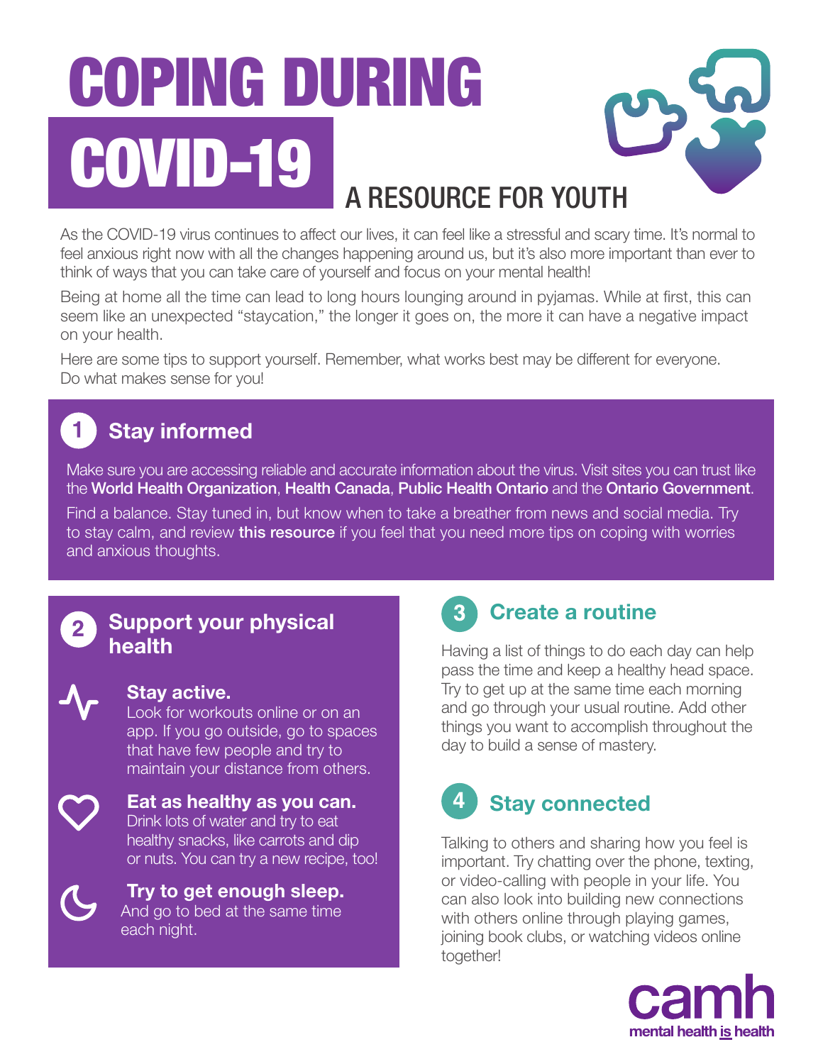# COPING DURING COVID-19

## A RESOURCE FOR YOUTH

As the COVID-19 virus continues to affect our lives, it can feel like a stressful and scary time. It's normal to feel anxious right now with all the changes happening around us, but it's also more important than ever to think of ways that you can take care of yourself and focus on your mental health!

Being at home all the time can lead to long hours lounging around in pyjamas. While at first, this can seem like an unexpected "staycation," the longer it goes on, the more it can have a negative impact on your health.

Here are some tips to support yourself. Remember, what works best may be different for everyone. Do what makes sense for you!

### 1 Stay informed

Make sure you are accessing reliable and accurate information about the virus. Visit sites you can trust like the **World Health Organization**, **Health Canada**, **Public Health Ontario** and the **Ontario Government**.

Find a balance. Stay tuned in, but know when to take a breather from news and social media. Try to stay calm, and review **this resource** if you feel that you need more tips on coping with worries and anxious thoughts.

### 2 Support your physical health

**Stay active.**
Look for workouts online or on an app. If you go outside, go to spaces that have few people and try to maintain your distance from others.

**Eat as healthy as you can.**
Drink lots of water and try to eat healthy snacks, like carrots and dip or nuts. You can try a new recipe, too!

**Try to get enough sleep.**
And go to bed at the same time each night.

### 3 Create a routine

Having a list of things to do each day can help pass the time and keep a healthy head space. Try to get up at the same time each morning and go through your usual routine. Add other things you want to accomplish throughout the day to build a sense of mastery.

### 4 Stay connected

Talking to others and sharing how you feel is important. Try chatting over the phone, texting, or video-calling with people in your life. You can also look into building new connections with others online through playing games, joining book clubs, or watching videos online together!

camh
mental health is health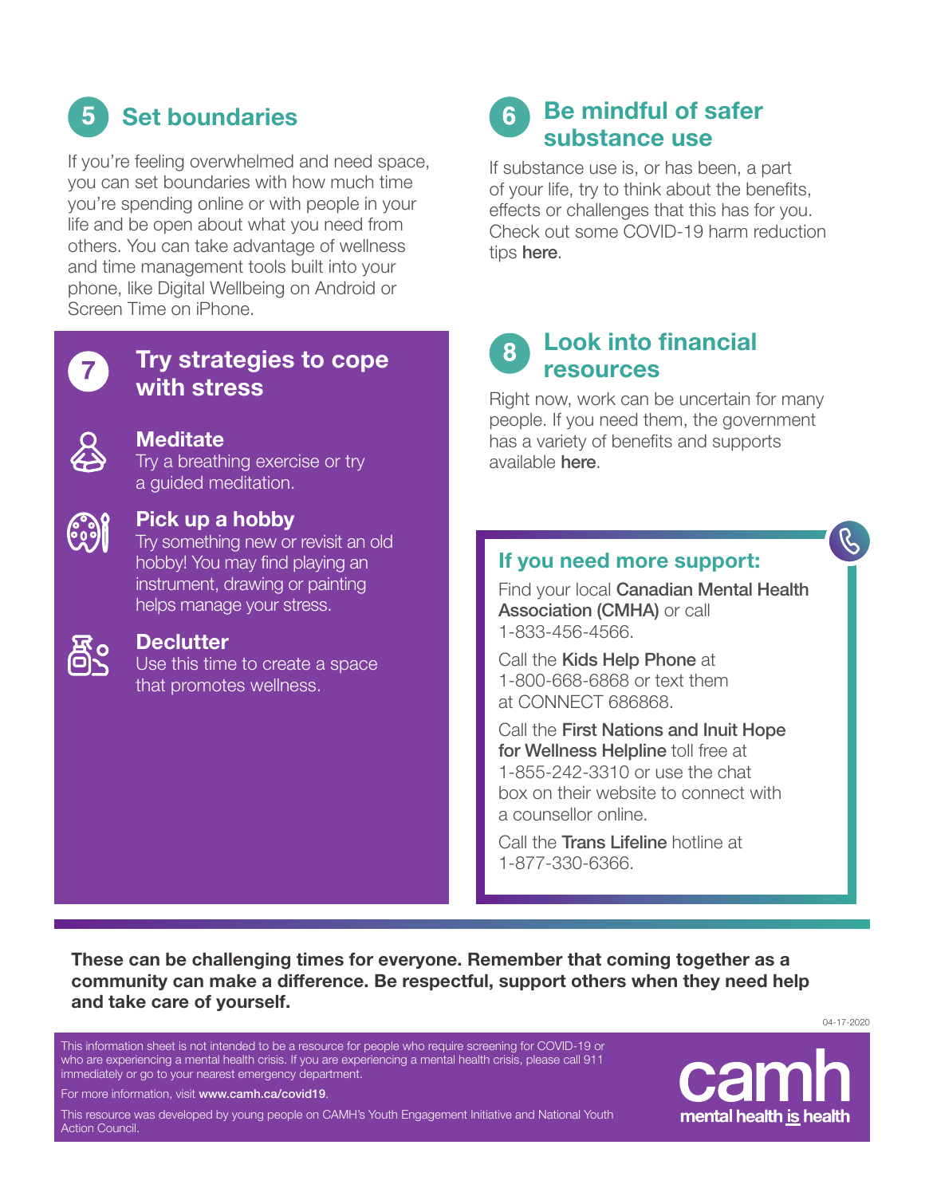## 5 Set boundaries

If you're feeling overwhelmed and need space, you can set boundaries with how much time you're spending online or with people in your life and be open about what you need from others. You can take advantage of wellness and time management tools built into your phone, like Digital Wellbeing on Android or Screen Time on iPhone.

## 6 Be mindful of safer substance use

If substance use is, or has been, a part of your life, try to think about the benefits, effects or challenges that this has for you. Check out some COVID-19 harm reduction tips **here**.

## 7 Try strategies to cope with stress

### Meditate

Try a breathing exercise or try a guided meditation.

### Pick up a hobby

Try something new or revisit an old hobby! You may find playing an instrument, drawing or painting helps manage your stress.

### Declutter

Use this time to create a space that promotes wellness.

## 8 Look into financial resources

Right now, work can be uncertain for many people. If you need them, the government has a variety of benefits and supports available **here**.

### If you need more support:

Find your local **Canadian Mental Health Association (CMHA)** or call 1-833-456-4566.

Call the **Kids Help Phone** at 1-800-668-6868 or text them at CONNECT 686868.

Call the **First Nations and Inuit Hope for Wellness Helpline** toll free at 1-855-242-3310 or use the chat box on their website to connect with a counsellor online.

Call the **Trans Lifeline** hotline at 1-877-330-6366.

**These can be challenging times for everyone. Remember that coming together as a community can make a difference. Be respectful, support others when they need help and take care of yourself.**

04-17-2020

This information sheet is not intended to be a resource for people who require screening for COVID-19 or who are experiencing a mental health crisis. If you are experiencing a mental health crisis, please call 911 immediately or go to your nearest emergency department.

For more information, visit **www.camh.ca/covid19**.

This resource was developed by young people on CAMH's Youth Engagement Initiative and National Youth Action Council.

camh
mental health is health